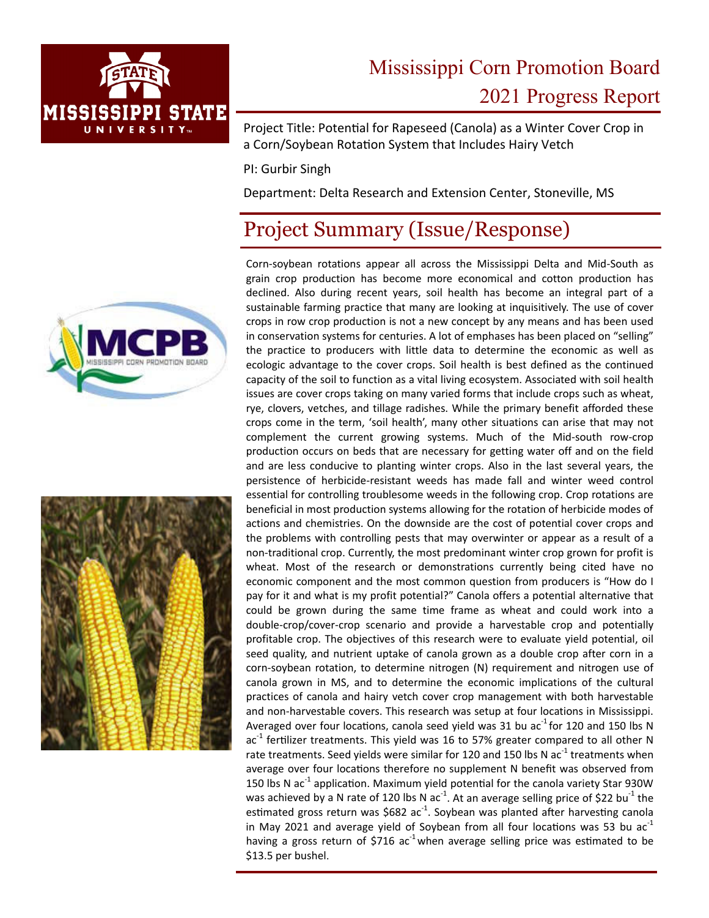# Mississippi Corn Promotion Board
# 2021 Progress Report

Project Title: Potential for Rapeseed (Canola) as a Winter Cover Crop in a Corn/Soybean Rotation System that Includes Hairy Vetch

PI: Gurbir Singh

Department: Delta Research and Extension Center, Stoneville, MS

## Project Summary (Issue/Response)

Corn-soybean rotations appear all across the Mississippi Delta and Mid-South as grain crop production has become more economical and cotton production has declined. Also during recent years, soil health has become an integral part of a sustainable farming practice that many are looking at inquisitively. The use of cover crops in row crop production is not a new concept by any means and has been used in conservation systems for centuries. A lot of emphases has been placed on "selling" the practice to producers with little data to determine the economic as well as ecologic advantage to the cover crops. Soil health is best defined as the continued capacity of the soil to function as a vital living ecosystem. Associated with soil health issues are cover crops taking on many varied forms that include crops such as wheat, rye, clovers, vetches, and tillage radishes. While the primary benefit afforded these crops come in the term, 'soil health', many other situations can arise that may not complement the current growing systems. Much of the Mid-south row-crop production occurs on beds that are necessary for getting water off and on the field and are less conducive to planting winter crops. Also in the last several years, the persistence of herbicide-resistant weeds has made fall and winter weed control essential for controlling troublesome weeds in the following crop. Crop rotations are beneficial in most production systems allowing for the rotation of herbicide modes of actions and chemistries. On the downside are the cost of potential cover crops and the problems with controlling pests that may overwinter or appear as a result of a non-traditional crop. Currently, the most predominant winter crop grown for profit is wheat. Most of the research or demonstrations currently being cited have no economic component and the most common question from producers is "How do I pay for it and what is my profit potential?" Canola offers a potential alternative that could be grown during the same time frame as wheat and could work into a double-crop/cover-crop scenario and provide a harvestable crop and potentially profitable crop. The objectives of this research were to evaluate yield potential, oil seed quality, and nutrient uptake of canola grown as a double crop after corn in a corn-soybean rotation, to determine nitrogen (N) requirement and nitrogen use of canola grown in MS, and to determine the economic implications of the cultural practices of canola and hairy vetch cover crop management with both harvestable and non-harvestable covers. This research was setup at four locations in Mississippi. Averaged over four locations, canola seed yield was 31 bu ac$^{-1}$ for 120 and 150 lbs N ac$^{-1}$ fertilizer treatments. This yield was 16 to 57% greater compared to all other N rate treatments. Seed yields were similar for 120 and 150 lbs N ac$^{-1}$ treatments when average over four locations therefore no supplement N benefit was observed from 150 lbs N ac$^{-1}$ application. Maximum yield potential for the canola variety Star 930W was achieved by a N rate of 120 lbs N ac$^{-1}$. At an average selling price of $22 bu$^{-1}$ the estimated gross return was $682 ac$^{-1}$. Soybean was planted after harvesting canola in May 2021 and average yield of Soybean from all four locations was 53 bu ac$^{-1}$ having a gross return of $716 ac$^{-1}$ when average selling price was estimated to be $13.5 per bushel.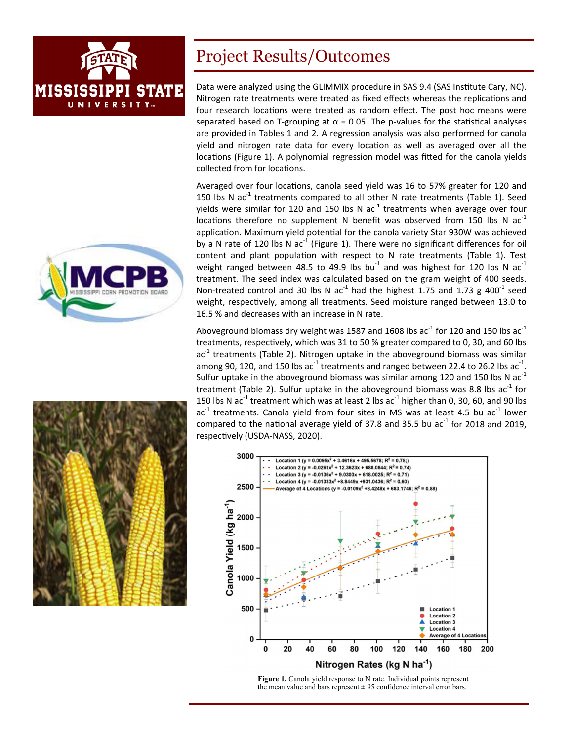# Project Results/Outcomes

Data were analyzed using the GLIMMIX procedure in SAS 9.4 (SAS Institute Cary, NC). Nitrogen rate treatments were treated as fixed effects whereas the replications and four research locations were treated as random effect. The post hoc means were separated based on T-grouping at α = 0.05. The p-values for the statistical analyses are provided in Tables 1 and 2. A regression analysis was also performed for canola yield and nitrogen rate data for every location as well as averaged over all the locations (Figure 1). A polynomial regression model was fitted for the canola yields collected from for locations.

Averaged over four locations, canola seed yield was 16 to 57% greater for 120 and 150 lbs N $ac^{-1}$ treatments compared to all other N rate treatments (Table 1). Seed yields were similar for 120 and 150 lbs N $ac^{-1}$ treatments when average over four locations therefore no supplement N benefit was observed from 150 lbs N $ac^{-1}$ application. Maximum yield potential for the canola variety Star 930W was achieved by a N rate of 120 lbs N $ac^{-1}$ (Figure 1). There were no significant differences for oil content and plant population with respect to N rate treatments (Table 1). Test weight ranged between 48.5 to 49.9 lbs $bu^{-1}$ and was highest for 120 lbs N $ac^{-1}$ treatment. The seed index was calculated based on the gram weight of 400 seeds. Non-treated control and 30 lbs N $ac^{-1}$ had the highest 1.75 and 1.73 g $400^{-1}$ seed weight, respectively, among all treatments. Seed moisture ranged between 13.0 to 16.5 % and decreases with an increase in N rate.

Aboveground biomass dry weight was 1587 and 1608 lbs $ac^{-1}$ for 120 and 150 lbs $ac^{-1}$ treatments, respectively, which was 31 to 50 % greater compared to 0, 30, and 60 lbs $ac^{-1}$ treatments (Table 2). Nitrogen uptake in the aboveground biomass was similar among 90, 120, and 150 lbs $ac^{-1}$ treatments and ranged between 22.4 to 26.2 lbs $ac^{-1}$. Sulfur uptake in the aboveground biomass was similar among 120 and 150 lbs N $ac^{-1}$ treatment (Table 2). Sulfur uptake in the aboveground biomass was 8.8 lbs $ac^{-1}$ for 150 lbs N $ac^{-1}$ treatment which was at least 2 lbs $ac^{-1}$ higher than 0, 30, 60, and 90 lbs $ac^{-1}$ treatments. Canola yield from four sites in MS was at least 4.5 bu $ac^{-1}$ lower compared to the national average yield of 37.8 and 35.5 bu $ac^{-1}$ for 2018 and 2019, respectively (USDA-NASS, 2020).

**Figure 1.** Canola yield response to N rate. Individual points represent the mean value and bars represent ± 95 confidence interval error bars.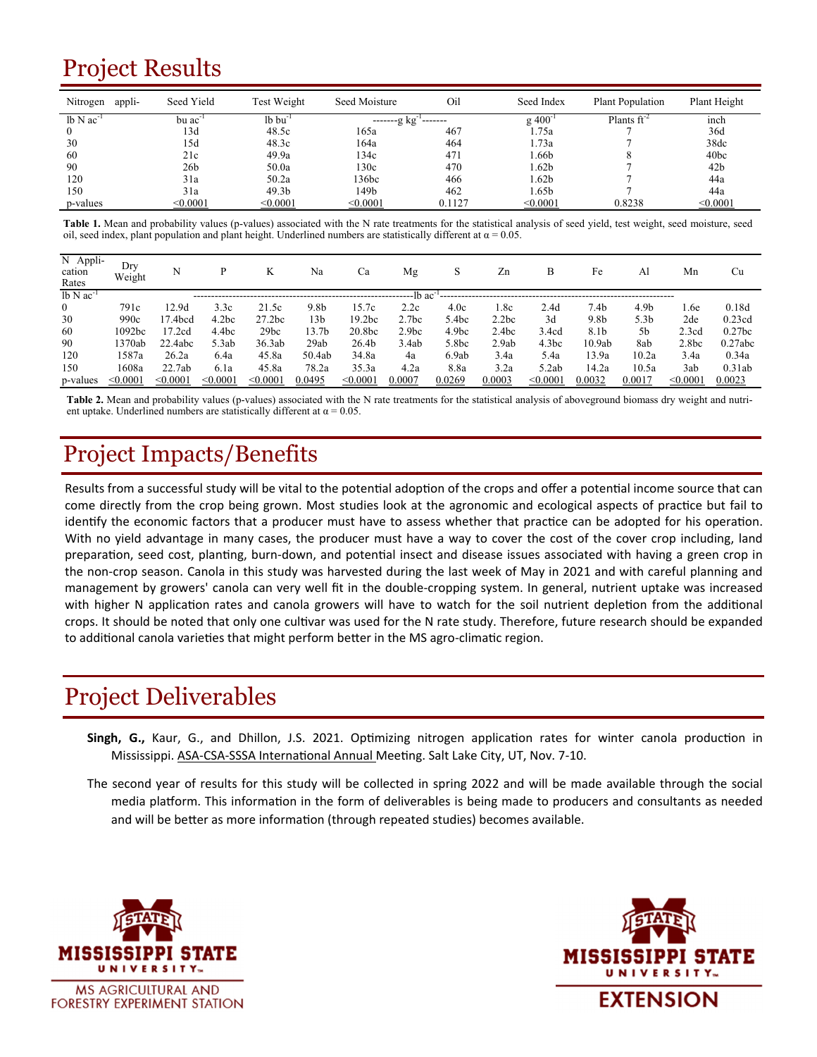# Project Results

| Nitrogen application | Seed Yield | Test Weight | Seed Moisture | Oil | Seed Index | Plant Population | Plant Height |
|---|---|---|---|---|---|---|---|
| lb N ac$^{-1}$ | bu ac$^{-1}$ | lb bu$^{-1}$ | -------g kg$^{-1}$------- | | g 400$^{-1}$ | Plants ft$^{-2}$ | inch |
| 0 | 13d | 48.5c | 165a | 467 | 1.75a | 7 | 36d |
| 30 | 15d | 48.3c | 164a | 464 | 1.73a | 7 | 38dc |
| 60 | 21c | 49.9a | 134c | 471 | 1.66b | 8 | 40bc |
| 90 | 26b | 50.0a | 130c | 470 | 1.62b | 7 | 42b |
| 120 | 31a | 50.2a | 136bc | 466 | 1.62b | 7 | 44a |
| 150 | 31a | 49.3b | 149b | 462 | 1.65b | 7 | 44a |
| p-values | <0.0001 | <0.0001 | <0.0001 | 0.1127 | <0.0001 | 0.8238 | <0.0001 |

**Table 1.** Mean and probability values (p-values) associated with the N rate treatments for the statistical analysis of seed yield, test weight, seed moisture, seed oil, seed index, plant population and plant height. Underlined numbers are statistically different at α = 0.05.

| N Application Rates | Dry Weight | N | P | K | Na | Ca | Mg | S | Zn | B | Fe | Al | Mn | Cu |
|---|---|---|---|---|---|---|---|---|---|---|---|---|---|---|
| lb N ac$^{-1}$ | | | | | | | ---lb ac$^{-1}$--- | | | | | | | |
| 0 | 791c | 12.9d | 3.3c | 21.5c | 9.8b | 15.7c | 2.2c | 4.0c | 1.8c | 2.4d | 7.4b | 4.9b | 1.6e | 0.18d |
| 30 | 990c | 17.4bcd | 4.2bc | 27.2bc | 13b | 19.2bc | 2.7bc | 5.4bc | 2.2bc | 3d | 9.8b | 5.3b | 2de | 0.23cd |
| 60 | 1092bc | 17.2cd | 4.4bc | 29bc | 13.7b | 20.8bc | 2.9bc | 4.9bc | 2.4bc | 3.4cd | 8.1b | 5b | 2.3cd | 0.27bc |
| 90 | 1370ab | 22.4abc | 5.3ab | 36.3ab | 29ab | 26.4b | 3.4ab | 5.8bc | 2.9ab | 4.3bc | 10.9ab | 8ab | 2.8bc | 0.27abc |
| 120 | 1587a | 26.2a | 6.4a | 45.8a | 50.4ab | 34.8a | 4a | 6.9ab | 3.4a | 5.4a | 13.9a | 10.2a | 3.4a | 0.34a |
| 150 | 1608a | 22.7ab | 6.1a | 45.8a | 78.2a | 35.3a | 4.2a | 8.8a | 3.2a | 5.2ab | 14.2a | 10.5a | 3ab | 0.31ab |
| p-values | <0.0001 | <0.0001 | <0.0001 | <0.0001 | 0.0495 | <0.0001 | 0.0007 | 0.0269 | 0.0003 | <0.0001 | 0.0032 | 0.0017 | <0.0001 | 0.0023 |

**Table 2.** Mean and probability values (p-values) associated with the N rate treatments for the statistical analysis of aboveground biomass dry weight and nutrient uptake. Underlined numbers are statistically different at α = 0.05.

# Project Impacts/Benefits

Results from a successful study will be vital to the potential adoption of the crops and offer a potential income source that can come directly from the crop being grown. Most studies look at the agronomic and ecological aspects of practice but fail to identify the economic factors that a producer must have to assess whether that practice can be adopted for his operation. With no yield advantage in many cases, the producer must have a way to cover the cost of the cover crop including, land preparation, seed cost, planting, burn-down, and potential insect and disease issues associated with having a green crop in the non-crop season. Canola in this study was harvested during the last week of May in 2021 and with careful planning and management by growers' canola can very well fit in the double-cropping system. In general, nutrient uptake was increased with higher N application rates and canola growers will have to watch for the soil nutrient depletion from the additional crops. It should be noted that only one cultivar was used for the N rate study. Therefore, future research should be expanded to additional canola varieties that might perform better in the MS agro-climatic region.

# Project Deliverables

**Singh, G.,** Kaur, G., and Dhillon, J.S. 2021. Optimizing nitrogen application rates for winter canola production in Mississippi. ASA-CSA-SSSA International Annual Meeting. Salt Lake City, UT, Nov. 7-10.

The second year of results for this study will be collected in spring 2022 and will be made available through the social media platform. This information in the form of deliverables is being made to producers and consultants as needed and will be better as more information (through repeated studies) becomes available.

MISSISSIPPI STATE UNIVERSITY
MS AGRICULTURAL AND FORESTRY EXPERIMENT STATION

MISSISSIPPI STATE UNIVERSITY
EXTENSION